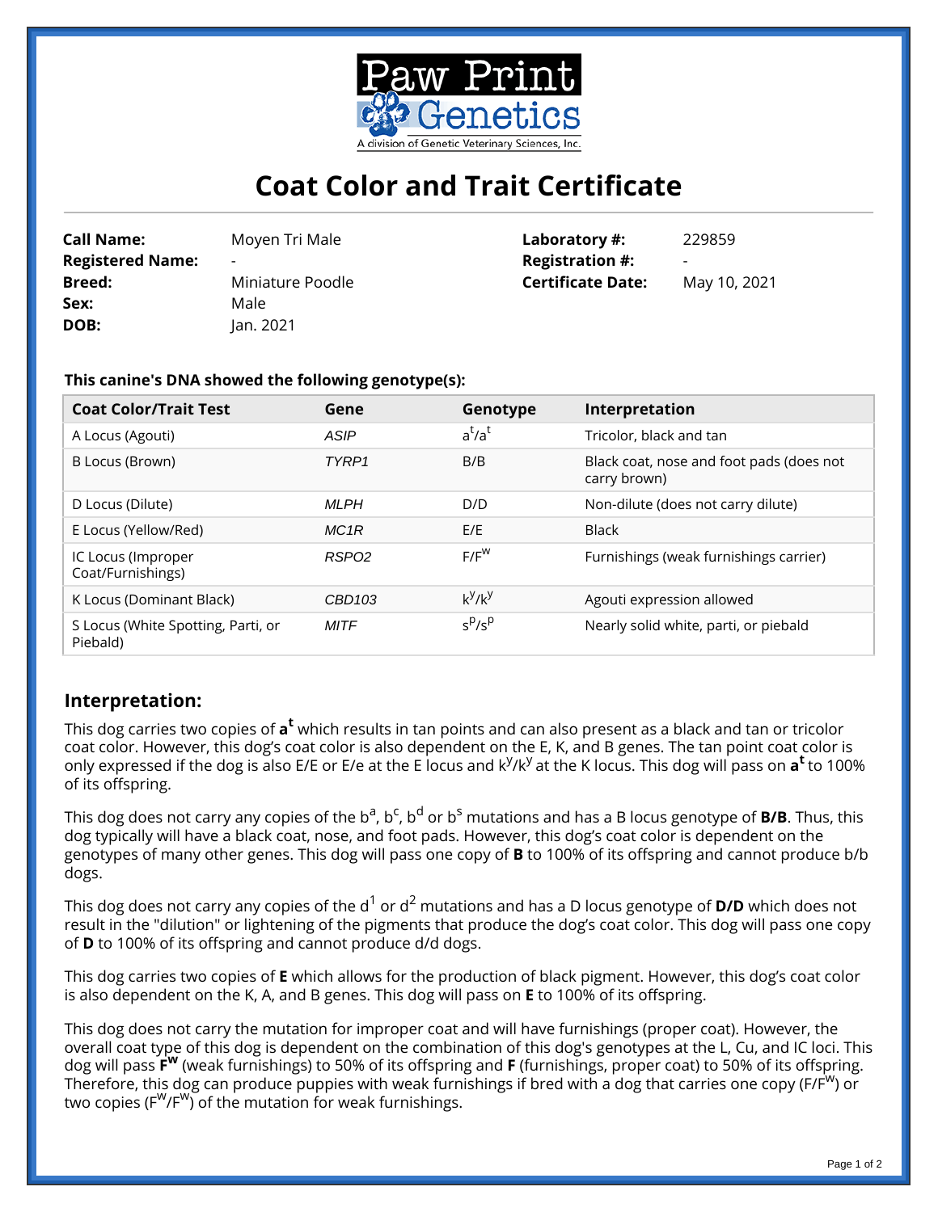Paw Print Genetics

A division of Genetic Veterinary Sciences, Inc.

# Coat Color and Trait Certificate

| | | | |
|---|---|---|---|
| **Call Name:** | Moyen Tri Male | **Laboratory #:** | 229859 |
| **Registered Name:** | - | **Registration #:** | - |
| **Breed:** | Miniature Poodle | **Certificate Date:** | May 10, 2021 |
| **Sex:** | Male | | |
| **DOB:** | Jan. 2021 | | |

**This canine's DNA showed the following genotype(s):**

| Coat Color/Trait Test | Gene | Genotype | Interpretation |
|---|---|---|---|
| A Locus (Agouti) | *ASIP* | $a^t/a^t$ | Tricolor, black and tan |
| B Locus (Brown) | *TYRP1* | B/B | Black coat, nose and foot pads (does not carry brown) |
| D Locus (Dilute) | *MLPH* | D/D | Non-dilute (does not carry dilute) |
| E Locus (Yellow/Red) | *MC1R* | E/E | Black |
| IC Locus (Improper Coat/Furnishings) | *RSPO2* | $F/F^w$ | Furnishings (weak furnishings carrier) |
| K Locus (Dominant Black) | *CBD103* | $k^y/k^y$ | Agouti expression allowed |
| S Locus (White Spotting, Parti, or Piebald) | *MITF* | $s^P/s^P$ | Nearly solid white, parti, or piebald |

## Interpretation:

This dog carries two copies of $\mathbf{a^t}$ which results in tan points and can also present as a black and tan or tricolor coat color. However, this dog's coat color is also dependent on the E, K, and B genes. The tan point coat color is only expressed if the dog is also E/E or E/e at the E locus and $k^y/k^y$ at the K locus. This dog will pass on $\mathbf{a^t}$ to 100% of its offspring.

This dog does not carry any copies of the $b^a$, $b^c$, $b^d$ or $b^s$ mutations and has a B locus genotype of **B/B**. Thus, this dog typically will have a black coat, nose, and foot pads. However, this dog's coat color is dependent on the genotypes of many other genes. This dog will pass one copy of **B** to 100% of its offspring and cannot produce b/b dogs.

This dog does not carry any copies of the $d^1$ or $d^2$ mutations and has a D locus genotype of **D/D** which does not result in the "dilution" or lightening of the pigments that produce the dog's coat color. This dog will pass one copy of **D** to 100% of its offspring and cannot produce d/d dogs.

This dog carries two copies of **E** which allows for the production of black pigment. However, this dog's coat color is also dependent on the K, A, and B genes. This dog will pass on **E** to 100% of its offspring.

This dog does not carry the mutation for improper coat and will have furnishings (proper coat). However, the overall coat type of this dog is dependent on the combination of this dog's genotypes at the L, Cu, and IC loci. This dog will pass $\mathbf{F^w}$ (weak furnishings) to 50% of its offspring and **F** (furnishings, proper coat) to 50% of its offspring. Therefore, this dog can produce puppies with weak furnishings if bred with a dog that carries one copy ($F/F^w$) or two copies ($F^w/F^w$) of the mutation for weak furnishings.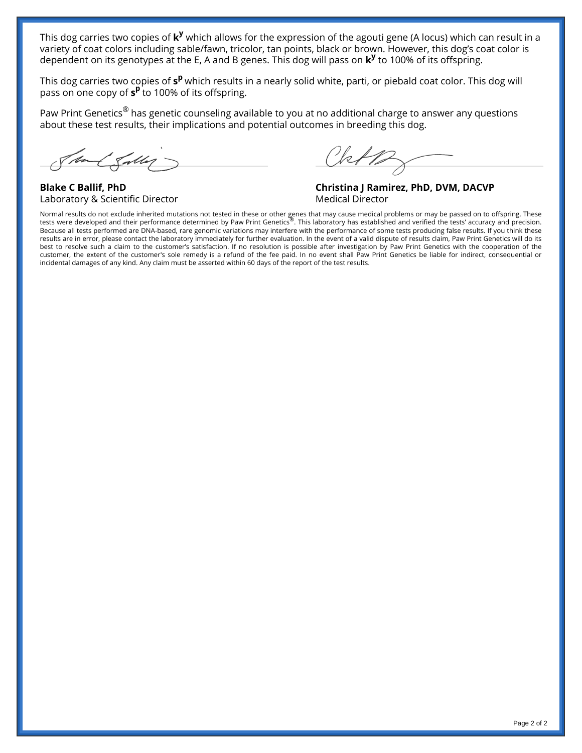This dog carries two copies of **$k^y$** which allows for the expression of the agouti gene (A locus) which can result in a variety of coat colors including sable/fawn, tricolor, tan points, black or brown. However, this dog's coat color is dependent on its genotypes at the E, A and B genes. This dog will pass on **$k^y$** to 100% of its offspring.

This dog carries two copies of **$s^p$** which results in a nearly solid white, parti, or piebald coat color. This dog will pass on one copy of **$s^p$** to 100% of its offspring.

Paw Print Genetics® has genetic counseling available to you at no additional charge to answer any questions about these test results, their implications and potential outcomes in breeding this dog.

**Blake C Ballif, PhD**
Laboratory & Scientific Director

**Christina J Ramirez, PhD, DVM, DACVP**
Medical Director

Normal results do not exclude inherited mutations not tested in these or other genes that may cause medical problems or may be passed on to offspring. These tests were developed and their performance determined by Paw Print Genetics®. This laboratory has established and verified the tests' accuracy and precision. Because all tests performed are DNA-based, rare genomic variations may interfere with the performance of some tests producing false results. If you think these results are in error, please contact the laboratory immediately for further evaluation. In the event of a valid dispute of results claim, Paw Print Genetics will do its best to resolve such a claim to the customer's satisfaction. If no resolution is possible after investigation by Paw Print Genetics with the cooperation of the customer, the extent of the customer's sole remedy is a refund of the fee paid. In no event shall Paw Print Genetics be liable for indirect, consequential or incidental damages of any kind. Any claim must be asserted within 60 days of the report of the test results.